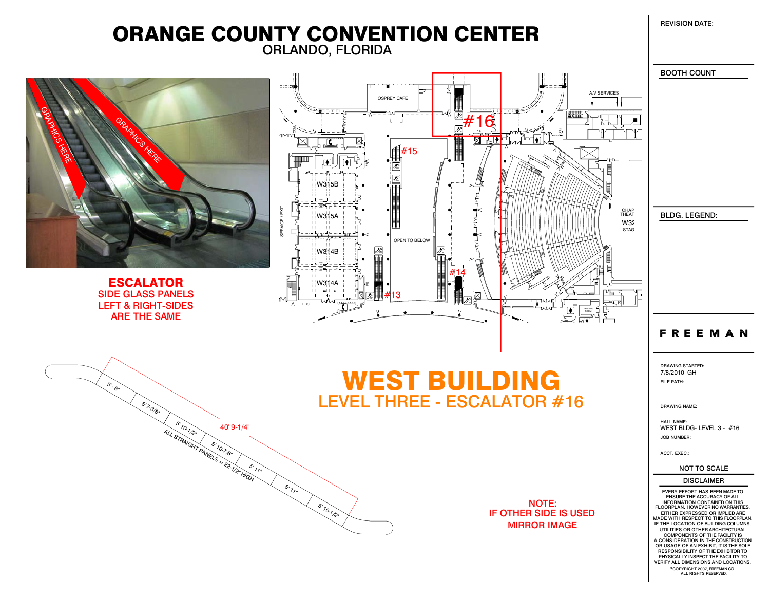# ORANGE COUNTY CONVENTION CENTER

ORLANDO, FLORIDA

GRAPHICS HERE

GRAPHICS HERE

**ESCALATOR**

SIDE GLASS PANELS
LEFT & RIGHT-SIDES
ARE THE SAME

OSPREY CAFE

A/V SERVICES

#16

#15

#14

#13

W315B

W315A

W314B

W314A

SERVICE / EXIT

OPEN TO BELOW

CHAP THEAT W32 STAG

5'- 8"

5' 7-3/8"

5' 10-1/2"

5' 10-7/8"

5' 11"

5' 11"

5' 10-1/2"

40' 9-1/4"

ALL STRAIGHT PANELS = 22-1/2" HIGH

# WEST BUILDING

## LEVEL THREE - ESCALATOR #16

NOTE:
IF OTHER SIDE IS USED
MIRROR IMAGE

REVISION DATE:

BOOTH COUNT

BLDG. LEGEND:

**FREEMAN**

DRAWING STARTED:
7/8/2010 GH

FILE PATH:

DRAWING NAME:

HALL NAME:
WEST BLDG- LEVEL 3 - #16

JOB NUMBER:

ACCT. EXEC.:

NOT TO SCALE

DISCLAIMER

EVERY EFFORT HAS BEEN MADE TO ENSURE THE ACCURACY OF ALL INFORMATION CONTAINED ON THIS FLOORPLAN. HOWEVER NO WARRANTIES, EITHER EXPRESSED OR IMPLIED ARE MADE WITH RESPECT TO THIS FLOORPLAN. IF THE LOCATION OF BUILDING COLUMNS, UTILITIES OR OTHER ARCHITECTURAL COMPONENTS OF THE FACILITY IS A CONSIDERATION IN THE CONSTRUCTION OR USAGE OF AN EXHIBIT, IT IS THE SOLE RESPONSIBILITY OF THE EXHIBITOR TO PHYSICALLY INSPECT THE FACILITY TO VERIFY ALL DIMENSIONS AND LOCATIONS.

© COPYRIGHT 2007, FREEMAN CO.
ALL RIGHTS RESERVED.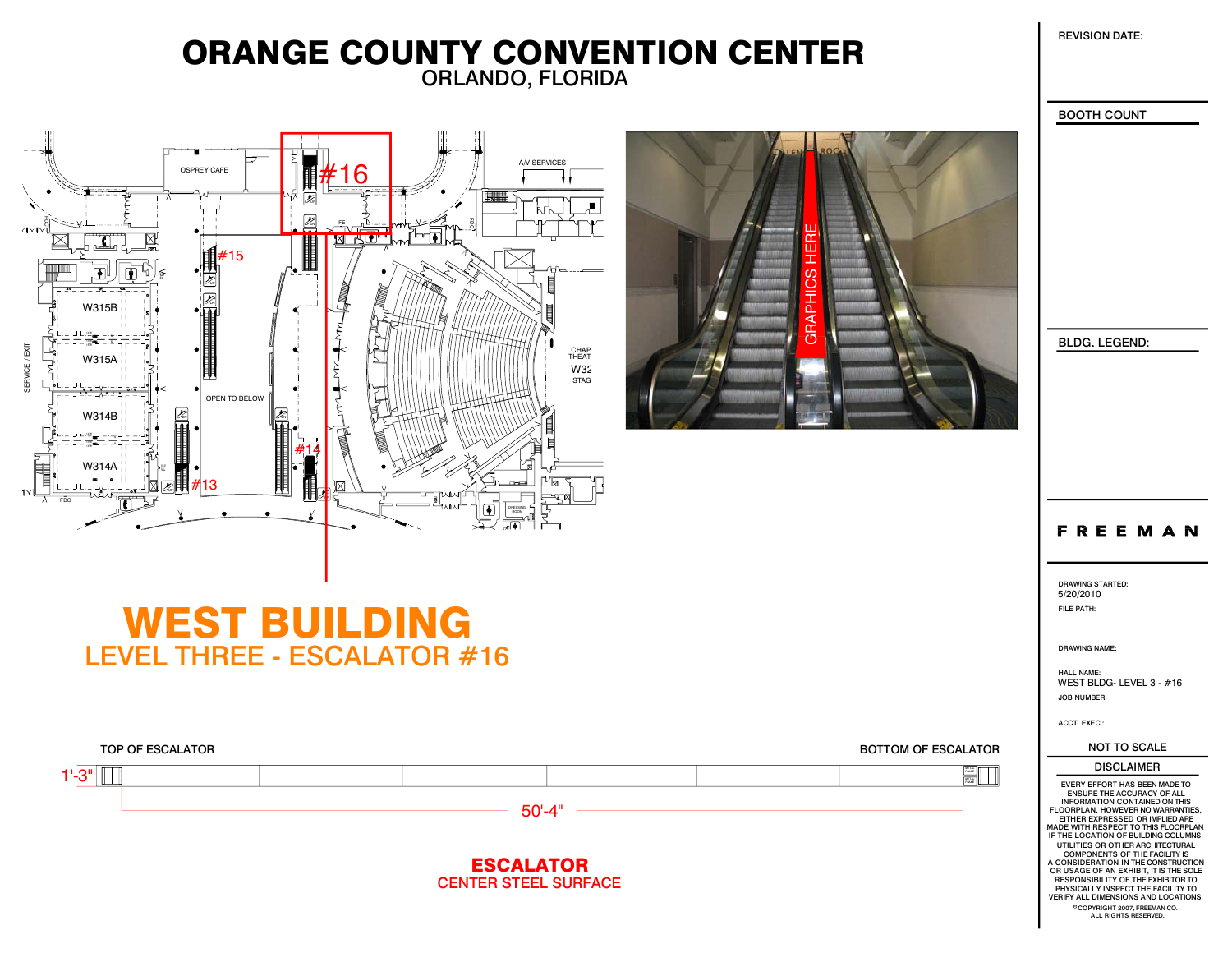# ORANGE COUNTY CONVENTION CENTER
ORLANDO, FLORIDA

OSPREY CAFE

#16

A/V SERVICES

#15

W315B

W315A

W314B

W314A

SERVICE / EXIT

OPEN TO BELOW

#14

#13

CHAP THEAT

W32

STAG

DRESSING ROOM

FDC

GRAPHICS HERE

# WEST BUILDING
## LEVEL THREE - ESCALATOR #16

TOP OF ESCALATOR

BOTTOM OF ESCALATOR

1'-3"

50'-4"

**ESCALATOR**
CENTER STEEL SURFACE

REVISION DATE:

BOOTH COUNT

BLDG. LEGEND:

**FREEMAN**

DRAWING STARTED:
5/20/2010

FILE PATH:

DRAWING NAME:

HALL NAME:
WEST BLDG- LEVEL 3 - #16

JOB NUMBER:

ACCT. EXEC.:

NOT TO SCALE

DISCLAIMER

EVERY EFFORT HAS BEEN MADE TO ENSURE THE ACCURACY OF ALL INFORMATION CONTAINED ON THIS FLOORPLAN. HOWEVER NO WARRANTIES, EITHER EXPRESSED OR IMPLIED ARE MADE WITH RESPECT TO THIS FLOORPLAN. IF THE LOCATION OF BUILDING COLUMNS, UTILITIES OR OTHER ARCHITECTURAL COMPONENTS OF THE FACILITY IS A CONSIDERATION IN THE CONSTRUCTION OR USAGE OF AN EXHIBIT, IT IS THE SOLE RESPONSIBILITY OF THE EXHIBITOR TO PHYSICALLY INSPECT THE FACILITY TO VERIFY ALL DIMENSIONS AND LOCATIONS.

© COPYRIGHT 2007, FREEMAN CO. ALL RIGHTS RESERVED.